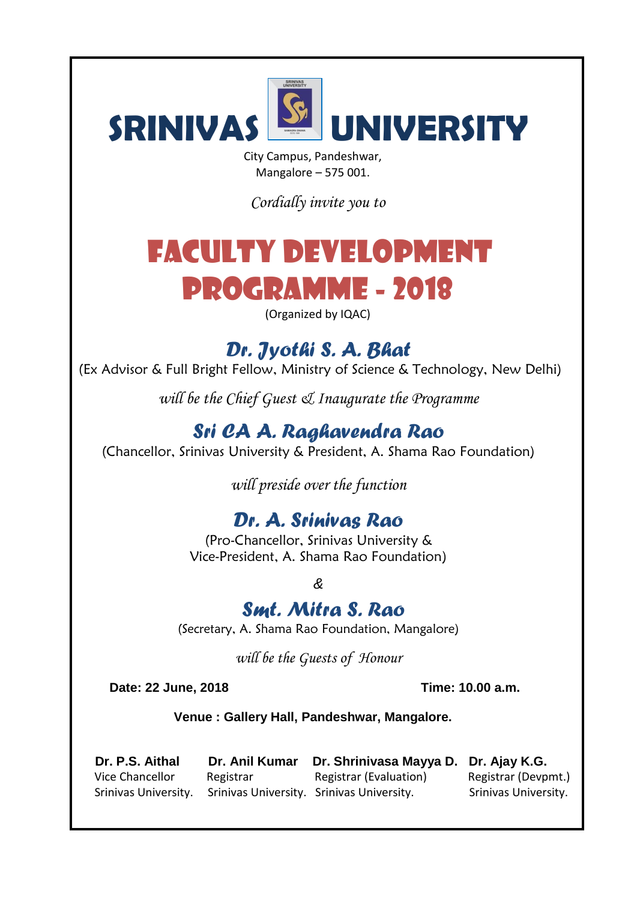# SRINIVAS UNIVERSITY

City Campus, Pandeshwar,
Mangalore – 575 001.

*Cordially invite you to*

# FACULTY DEVELOPMENT PROGRAMME - 2018

(Organized by IQAC)

## *Dr. Jyothi S. A. Bhat*

(Ex Advisor & Full Bright Fellow, Ministry of Science & Technology, New Delhi)

*will be the Chief Guest & Inaugurate the Programme*

## *Sri CA A. Raghavendra Rao*

(Chancellor, Srinivas University & President, A. Shama Rao Foundation)

*will preside over the function*

## *Dr. A. Srinivas Rao*

(Pro-Chancellor, Srinivas University &
Vice-President, A. Shama Rao Foundation)

*&*

## *Smt. Mitra S. Rao*

(Secretary, A. Shama Rao Foundation, Mangalore)

*will be the Guests of Honour*

**Date: 22 June, 2018** **Time: 10.00 a.m.**

**Venue : Gallery Hall, Pandeshwar, Mangalore.**

**Dr. P.S. Aithal**
Vice Chancellor
Srinivas University.

**Dr. Anil Kumar**
Registrar
Srinivas University.

**Dr. Shrinivasa Mayya D.**
Registrar (Evaluation)
Srinivas University.

**Dr. Ajay K.G.**
Registrar (Devpmt.)
Srinivas University.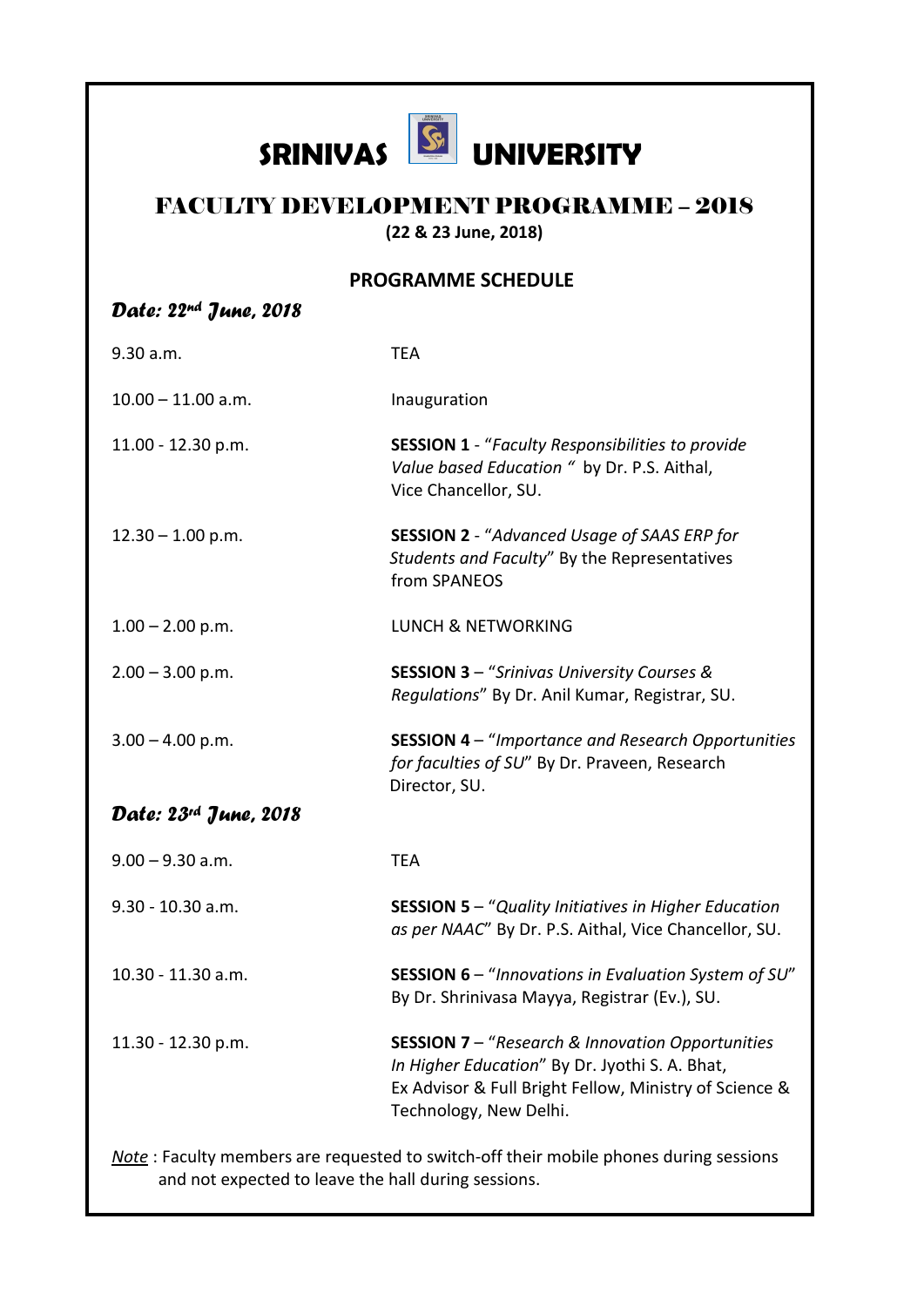# SRINIVAS UNIVERSITY

## FACULTY DEVELOPMENT PROGRAMME – 2018

**(22 & 23 June, 2018)**

### PROGRAMME SCHEDULE

***Date: 22nd June, 2018***

| | |
|---|---|
| 9.30 a.m. | TEA |
| 10.00 – 11.00 a.m. | Inauguration |
| 11.00 - 12.30 p.m. | **SESSION 1** - "*Faculty Responsibilities to provide Value based Education* " by Dr. P.S. Aithal, Vice Chancellor, SU. |
| 12.30 – 1.00 p.m. | **SESSION 2** - "*Advanced Usage of SAAS ERP for Students and Faculty*" By the Representatives from SPANEOS |
| 1.00 – 2.00 p.m. | LUNCH & NETWORKING |
| 2.00 – 3.00 p.m. | **SESSION 3** – "*Srinivas University Courses & Regulations*" By Dr. Anil Kumar, Registrar, SU. |
| 3.00 – 4.00 p.m. | **SESSION 4** – "*Importance and Research Opportunities for faculties of SU*" By Dr. Praveen, Research Director, SU. |

***Date: 23rd June, 2018***

| | |
|---|---|
| 9.00 – 9.30 a.m. | TEA |
| 9.30 - 10.30 a.m. | **SESSION 5** – "*Quality Initiatives in Higher Education as per NAAC*" By Dr. P.S. Aithal, Vice Chancellor, SU. |
| 10.30 - 11.30 a.m. | **SESSION 6** – "*Innovations in Evaluation System of SU*" By Dr. Shrinivasa Mayya, Registrar (Ev.), SU. |
| 11.30 - 12.30 p.m. | **SESSION 7** – "*Research & Innovation Opportunities In Higher Education*" By Dr. Jyothi S. A. Bhat, Ex Advisor & Full Bright Fellow, Ministry of Science & Technology, New Delhi. |

*Note* : Faculty members are requested to switch-off their mobile phones during sessions and not expected to leave the hall during sessions.